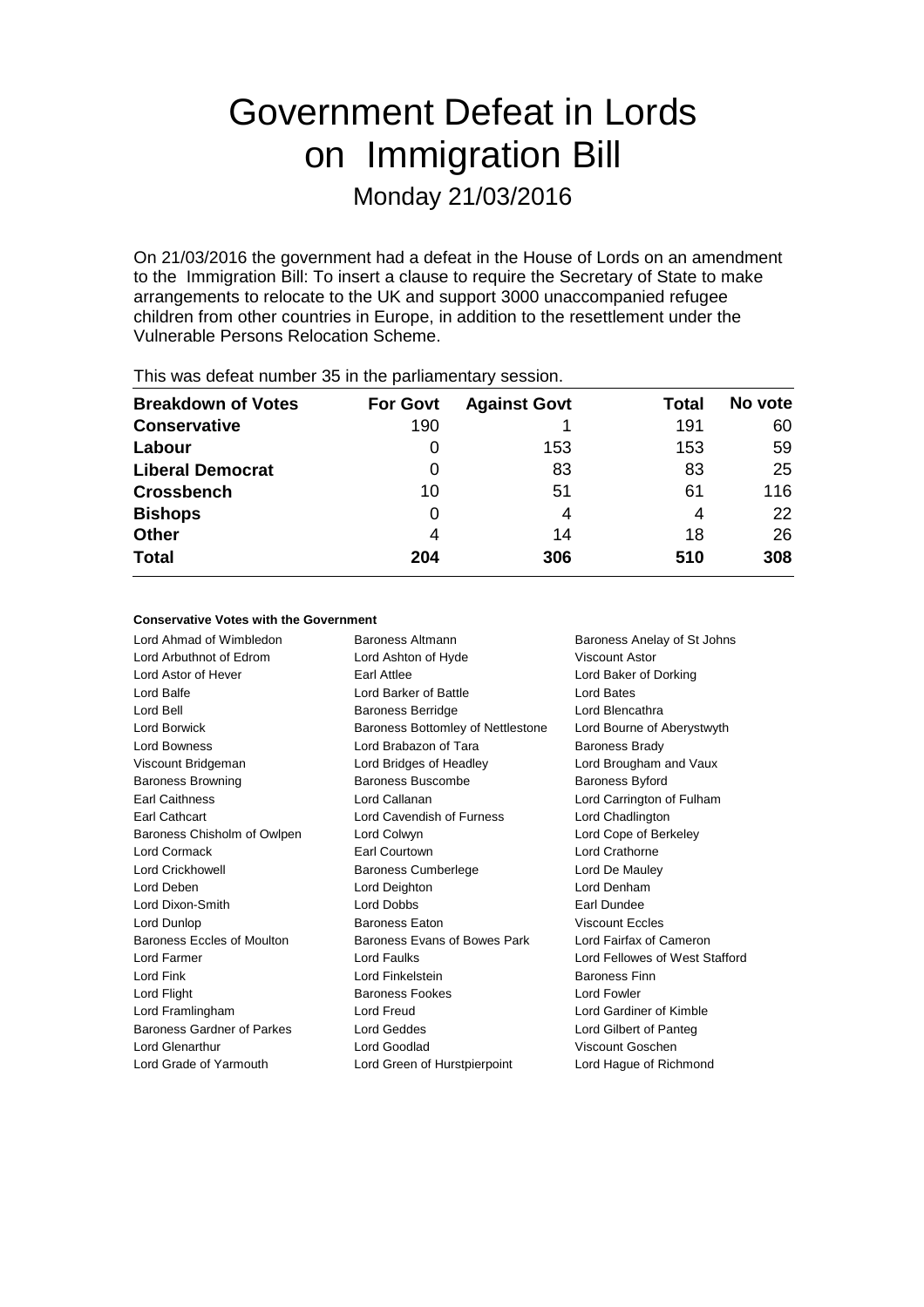# Government Defeat in Lords on Immigration Bill

## Monday 21/03/2016

On 21/03/2016 the government had a defeat in the House of Lords on an amendment to the Immigration Bill: To insert a clause to require the Secretary of State to make arrangements to relocate to the UK and support 3000 unaccompanied refugee children from other countries in Europe, in addition to the resettlement under the Vulnerable Persons Relocation Scheme.

This was defeat number 35 in the parliamentary session.

| Breakdown of Votes | For Govt | Against Govt | Total | No vote |
|---|---|---|---|---|
| **Conservative** | 190 | 1 | 191 | 60 |
| **Labour** | 0 | 153 | 153 | 59 |
| **Liberal Democrat** | 0 | 83 | 83 | 25 |
| **Crossbench** | 10 | 51 | 61 | 116 |
| **Bishops** | 0 | 4 | 4 | 22 |
| **Other** | 4 | 14 | 18 | 26 |
| **Total** | **204** | **306** | **510** | **308** |

#### Conservative Votes with the Government

Lord Ahmad of Wimbledon
Baroness Altmann
Baroness Anelay of St Johns
Lord Arbuthnot of Edrom
Lord Ashton of Hyde
Viscount Astor
Lord Astor of Hever
Earl Attlee
Lord Baker of Dorking
Lord Balfe
Lord Barker of Battle
Lord Bates
Lord Bell
Baroness Berridge
Lord Blencathra
Lord Borwick
Baroness Bottomley of Nettlestone
Lord Bourne of Aberystwyth
Lord Bowness
Lord Brabazon of Tara
Baroness Brady
Viscount Bridgeman
Lord Bridges of Headley
Lord Brougham and Vaux
Baroness Browning
Baroness Buscombe
Baroness Byford
Earl Caithness
Lord Callanan
Lord Carrington of Fulham
Earl Cathcart
Lord Cavendish of Furness
Lord Chadlington
Baroness Chisholm of Owlpen
Lord Colwyn
Lord Cope of Berkeley
Lord Cormack
Earl Courtown
Lord Crathorne
Lord Crickhowell
Baroness Cumberlege
Lord De Mauley
Lord Deben
Lord Deighton
Lord Denham
Lord Dixon-Smith
Lord Dobbs
Earl Dundee
Lord Dunlop
Baroness Eaton
Viscount Eccles
Baroness Eccles of Moulton
Baroness Evans of Bowes Park
Lord Fairfax of Cameron
Lord Farmer
Lord Faulks
Lord Fellowes of West Stafford
Lord Fink
Lord Finkelstein
Baroness Finn
Lord Flight
Baroness Fookes
Lord Fowler
Lord Framlingham
Lord Freud
Lord Gardiner of Kimble
Baroness Gardner of Parkes
Lord Geddes
Lord Gilbert of Panteg
Lord Glenarthur
Lord Goodlad
Viscount Goschen
Lord Grade of Yarmouth
Lord Green of Hurstpierpoint
Lord Hague of Richmond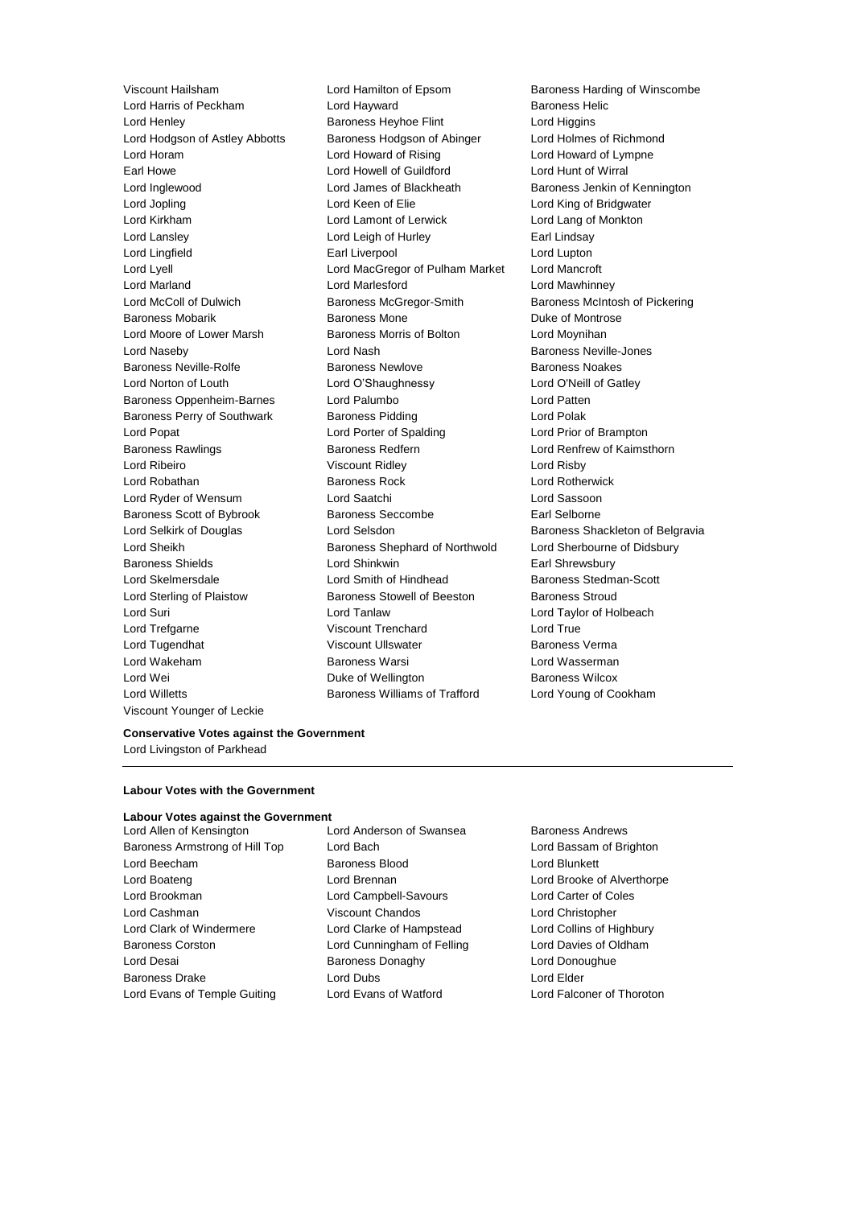Viscount Hailsham
Lord Hamilton of Epsom
Baroness Harding of Winscombe
Lord Harris of Peckham
Lord Hayward
Baroness Helic
Lord Henley
Baroness Heyhoe Flint
Lord Higgins
Lord Hodgson of Astley Abbotts
Baroness Hodgson of Abinger
Lord Holmes of Richmond
Lord Horam
Lord Howard of Rising
Lord Howard of Lympne
Earl Howe
Lord Howell of Guildford
Lord Hunt of Wirral
Lord Inglewood
Lord James of Blackheath
Baroness Jenkin of Kennington
Lord Jopling
Lord Keen of Elie
Lord King of Bridgwater
Lord Kirkham
Lord Lamont of Lerwick
Lord Lang of Monkton
Lord Lansley
Lord Leigh of Hurley
Earl Lindsay
Lord Lingfield
Earl Liverpool
Lord Lupton
Lord Lyell
Lord MacGregor of Pulham Market
Lord Mancroft
Lord Marland
Lord Marlesford
Lord Mawhinney
Lord McColl of Dulwich
Baroness McGregor-Smith
Baroness McIntosh of Pickering
Baroness Mobarik
Baroness Mone
Duke of Montrose
Lord Moore of Lower Marsh
Baroness Morris of Bolton
Lord Moynihan
Lord Naseby
Lord Nash
Baroness Neville-Jones
Baroness Neville-Rolfe
Baroness Newlove
Baroness Noakes
Lord Norton of Louth
Lord O'Shaughnessy
Lord O'Neill of Gatley
Baroness Oppenheim-Barnes
Lord Palumbo
Lord Patten
Baroness Perry of Southwark
Baroness Pidding
Lord Polak
Lord Popat
Lord Porter of Spalding
Lord Prior of Brampton
Baroness Rawlings
Baroness Redfern
Lord Renfrew of Kaimsthorn
Lord Ribeiro
Viscount Ridley
Lord Risby
Lord Robathan
Baroness Rock
Lord Rotherwick
Lord Ryder of Wensum
Lord Saatchi
Lord Sassoon
Baroness Scott of Bybrook
Baroness Seccombe
Earl Selborne
Lord Selkirk of Douglas
Lord Selsdon
Baroness Shackleton of Belgravia
Lord Sheikh
Baroness Shephard of Northwold
Lord Sherbourne of Didsbury
Baroness Shields
Lord Shinkwin
Earl Shrewsbury
Lord Skelmersdale
Lord Smith of Hindhead
Baroness Stedman-Scott
Lord Sterling of Plaistow
Baroness Stowell of Beeston
Baroness Stroud
Lord Suri
Lord Tanlaw
Lord Taylor of Holbeach
Lord Trefgarne
Viscount Trenchard
Lord True
Lord Tugendhat
Viscount Ullswater
Baroness Verma
Lord Wakeham
Baroness Warsi
Lord Wasserman
Lord Wei
Duke of Wellington
Baroness Wilcox
Lord Willetts
Baroness Williams of Trafford
Lord Young of Cookham
Viscount Younger of Leckie

**Conservative Votes against the Government**

Lord Livingston of Parkhead

---

**Labour Votes with the Government**

**Labour Votes against the Government**

Lord Allen of Kensington
Lord Anderson of Swansea
Baroness Andrews
Baroness Armstrong of Hill Top
Lord Bach
Lord Bassam of Brighton
Lord Beecham
Baroness Blood
Lord Blunkett
Lord Boateng
Lord Brennan
Lord Brooke of Alverthorpe
Lord Brookman
Lord Campbell-Savours
Lord Carter of Coles
Lord Cashman
Viscount Chandos
Lord Christopher
Lord Clark of Windermere
Lord Clarke of Hampstead
Lord Collins of Highbury
Baroness Corston
Lord Cunningham of Felling
Lord Davies of Oldham
Lord Desai
Baroness Donaghy
Lord Donoughue
Baroness Drake
Lord Dubs
Lord Elder
Lord Evans of Temple Guiting
Lord Evans of Watford
Lord Falconer of Thoroton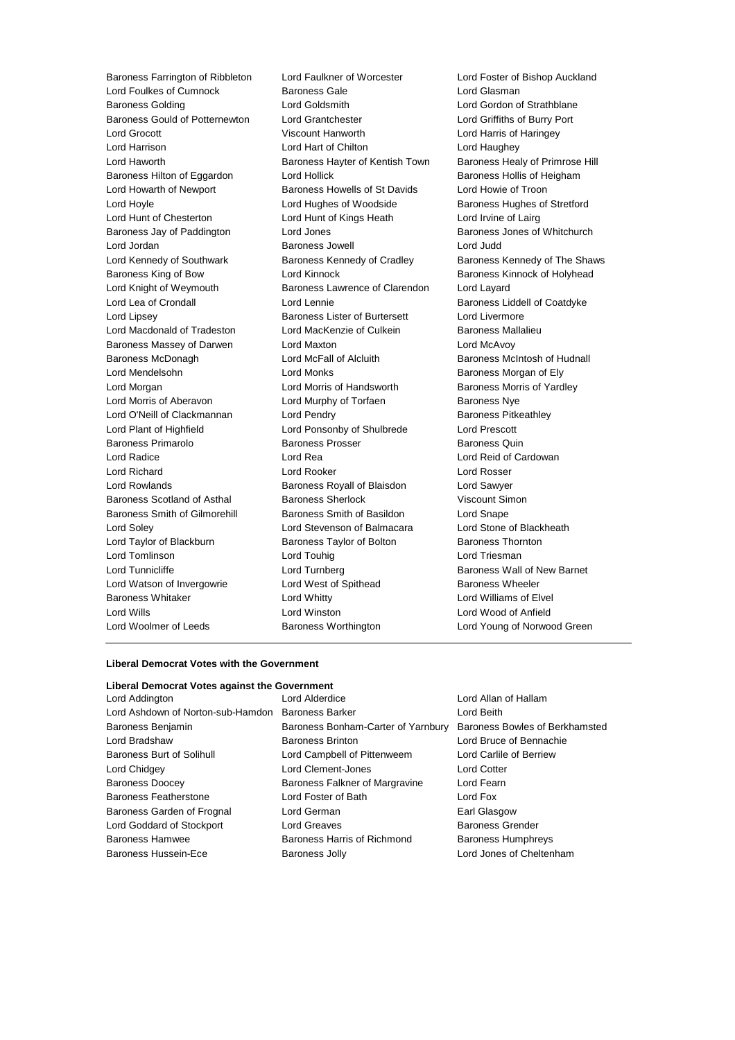Baroness Farrington of Ribbleton
Lord Faulkner of Worcester
Lord Foster of Bishop Auckland
Lord Foulkes of Cumnock
Baroness Gale
Lord Glasman
Baroness Golding
Lord Goldsmith
Lord Gordon of Strathblane
Baroness Gould of Potternewton
Lord Grantchester
Lord Griffiths of Burry Port
Lord Grocott
Viscount Hanworth
Lord Harris of Haringey
Lord Harrison
Lord Hart of Chilton
Lord Haughey
Lord Haworth
Baroness Hayter of Kentish Town
Baroness Healy of Primrose Hill
Baroness Hilton of Eggardon
Lord Hollick
Baroness Hollis of Heigham
Lord Howarth of Newport
Baroness Howells of St Davids
Lord Howie of Troon
Lord Hoyle
Lord Hughes of Woodside
Baroness Hughes of Stretford
Lord Hunt of Chesterton
Lord Hunt of Kings Heath
Lord Irvine of Lairg
Baroness Jay of Paddington
Lord Jones
Baroness Jones of Whitchurch
Lord Jordan
Baroness Jowell
Lord Judd
Lord Kennedy of Southwark
Baroness Kennedy of Cradley
Baroness Kennedy of The Shaws
Baroness King of Bow
Lord Kinnock
Baroness Kinnock of Holyhead
Lord Knight of Weymouth
Baroness Lawrence of Clarendon
Lord Layard
Lord Lea of Crondall
Lord Lennie
Baroness Liddell of Coatdyke
Lord Lipsey
Baroness Lister of Burtersett
Lord Livermore
Lord Macdonald of Tradeston
Lord MacKenzie of Culkein
Baroness Mallalieu
Baroness Massey of Darwen
Lord Maxton
Lord McAvoy
Baroness McDonagh
Lord McFall of Alcluith
Baroness McIntosh of Hudnall
Lord Mendelsohn
Lord Monks
Baroness Morgan of Ely
Lord Morgan
Lord Morris of Handsworth
Baroness Morris of Yardley
Lord Morris of Aberavon
Lord Murphy of Torfaen
Baroness Nye
Lord O'Neill of Clackmannan
Lord Pendry
Baroness Pitkeathley
Lord Plant of Highfield
Lord Ponsonby of Shulbrede
Lord Prescott
Baroness Primarolo
Baroness Prosser
Baroness Quin
Lord Radice
Lord Rea
Lord Reid of Cardowan
Lord Richard
Lord Rooker
Lord Rosser
Lord Rowlands
Baroness Royall of Blaisdon
Lord Sawyer
Baroness Scotland of Asthal
Baroness Sherlock
Viscount Simon
Baroness Smith of Gilmorehill
Baroness Smith of Basildon
Lord Snape
Lord Soley
Lord Stevenson of Balmacara
Lord Stone of Blackheath
Lord Taylor of Blackburn
Baroness Taylor of Bolton
Baroness Thornton
Lord Tomlinson
Lord Touhig
Lord Triesman
Lord Tunnicliffe
Lord Turnberg
Baroness Wall of New Barnet
Lord Watson of Invergowrie
Lord West of Spithead
Baroness Wheeler
Baroness Whitaker
Lord Whitty
Lord Williams of Elvel
Lord Wills
Lord Winston
Lord Wood of Anfield
Lord Woolmer of Leeds
Baroness Worthington
Lord Young of Norwood Green

---

**Liberal Democrat Votes with the Government**

**Liberal Democrat Votes against the Government**

Lord Addington
Lord Alderdice
Lord Allan of Hallam
Lord Ashdown of Norton-sub-Hamdon
Baroness Barker
Lord Beith
Baroness Benjamin
Baroness Bonham-Carter of Yarnbury
Baroness Bowles of Berkhamsted
Lord Bradshaw
Baroness Brinton
Lord Bruce of Bennachie
Baroness Burt of Solihull
Lord Campbell of Pittenweem
Lord Carlile of Berriew
Lord Chidgey
Lord Clement-Jones
Lord Cotter
Baroness Doocey
Baroness Falkner of Margravine
Lord Fearn
Baroness Featherstone
Lord Foster of Bath
Lord Fox
Baroness Garden of Frognal
Lord German
Earl Glasgow
Lord Goddard of Stockport
Lord Greaves
Baroness Grender
Baroness Hamwee
Baroness Harris of Richmond
Baroness Humphreys
Baroness Hussein-Ece
Baroness Jolly
Lord Jones of Cheltenham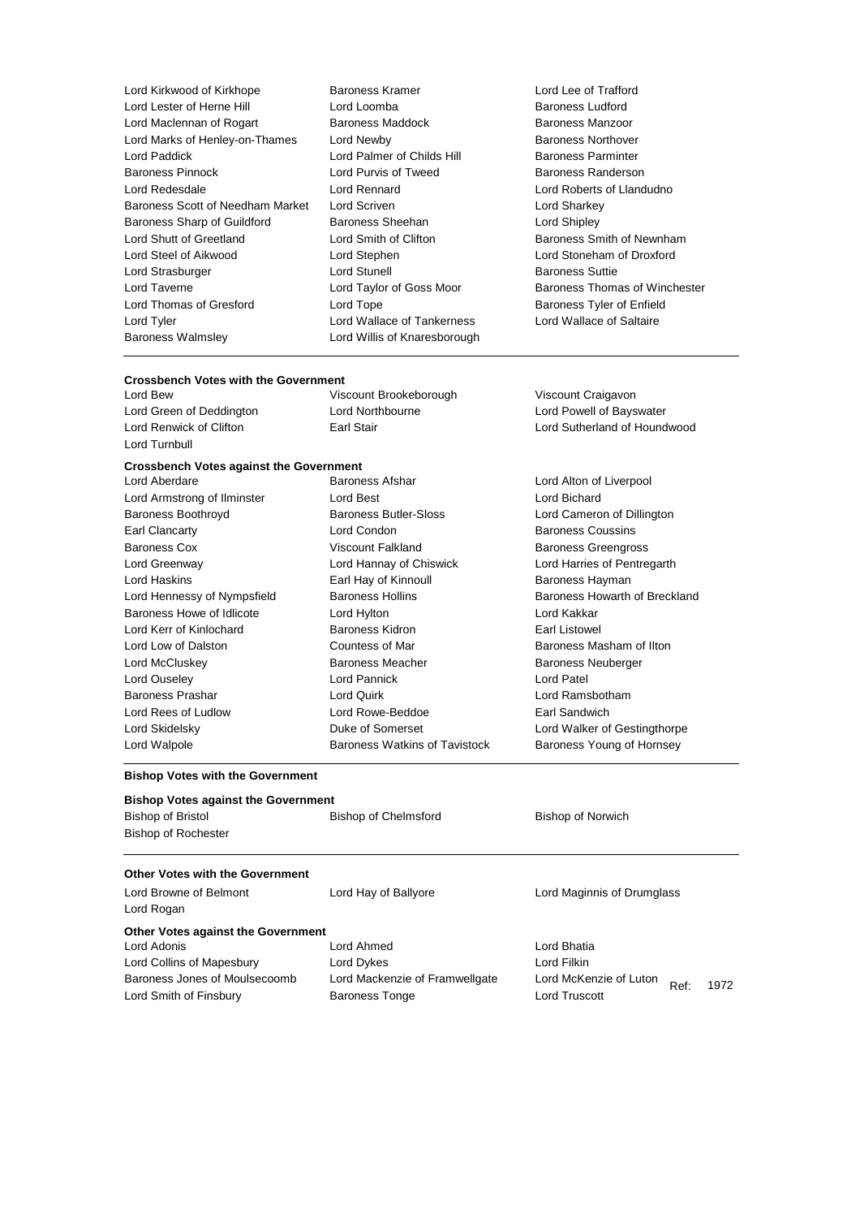Lord Kirkwood of Kirkhope, Baroness Kramer, Lord Lee of Trafford, Lord Lester of Herne Hill, Lord Loomba, Baroness Ludford, Lord Maclennan of Rogart, Baroness Maddock, Baroness Manzoor, Lord Marks of Henley-on-Thames, Lord Newby, Baroness Northover, Lord Paddick, Lord Palmer of Childs Hill, Baroness Parminter, Baroness Pinnock, Lord Purvis of Tweed, Baroness Randerson, Lord Redesdale, Lord Rennard, Lord Roberts of Llandudno, Baroness Scott of Needham Market, Lord Scriven, Lord Sharkey, Baroness Sharp of Guildford, Baroness Sheehan, Lord Shipley, Lord Shutt of Greetland, Lord Smith of Clifton, Baroness Smith of Newnham, Lord Steel of Aikwood, Lord Stephen, Lord Stoneham of Droxford, Lord Strasburger, Lord Stunell, Baroness Suttie, Lord Taverne, Lord Taylor of Goss Moor, Baroness Thomas of Winchester, Lord Thomas of Gresford, Lord Tope, Baroness Tyler of Enfield, Lord Tyler, Lord Wallace of Tankerness, Lord Wallace of Saltaire, Baroness Walmsley, Lord Willis of Knaresborough

**Crossbench Votes with the Government**

Lord Bew, Viscount Brookeborough, Viscount Craigavon, Lord Green of Deddington, Lord Northbourne, Lord Powell of Bayswater, Lord Renwick of Clifton, Earl Stair, Lord Sutherland of Houndwood, Lord Turnbull

**Crossbench Votes against the Government**

Lord Aberdare, Baroness Afshar, Lord Alton of Liverpool, Lord Armstrong of Ilminster, Lord Best, Lord Bichard, Baroness Boothroyd, Baroness Butler-Sloss, Lord Cameron of Dillington, Earl Clancarty, Lord Condon, Baroness Coussins, Baroness Cox, Viscount Falkland, Baroness Greengross, Lord Greenway, Lord Hannay of Chiswick, Lord Harries of Pentregarth, Lord Haskins, Earl Hay of Kinnoull, Baroness Hayman, Lord Hennessy of Nympsfield, Baroness Hollins, Baroness Howarth of Breckland, Baroness Howe of Idlicote, Lord Hylton, Lord Kakkar, Lord Kerr of Kinlochard, Baroness Kidron, Earl Listowel, Lord Low of Dalston, Countess of Mar, Baroness Masham of Ilton, Lord McCluskey, Baroness Meacher, Baroness Neuberger, Lord Ouseley, Lord Pannick, Lord Patel, Baroness Prashar, Lord Quirk, Lord Ramsbotham, Lord Rees of Ludlow, Lord Rowe-Beddoe, Earl Sandwich, Lord Skidelsky, Duke of Somerset, Lord Walker of Gestingthorpe, Lord Walpole, Baroness Watkins of Tavistock, Baroness Young of Hornsey

**Bishop Votes with the Government**

**Bishop Votes against the Government**

Bishop of Bristol, Bishop of Chelmsford, Bishop of Norwich, Bishop of Rochester

**Other Votes with the Government**

Lord Browne of Belmont, Lord Hay of Ballyore, Lord Maginnis of Drumglass, Lord Rogan

**Other Votes against the Government**

Lord Adonis, Lord Ahmed, Lord Bhatia, Lord Collins of Mapesbury, Lord Dykes, Lord Filkin, Baroness Jones of Moulsecoomb, Lord Mackenzie of Framwellgate, Lord McKenzie of Luton, Lord Smith of Finsbury, Baroness Tonge, Lord Truscott

Ref: 1972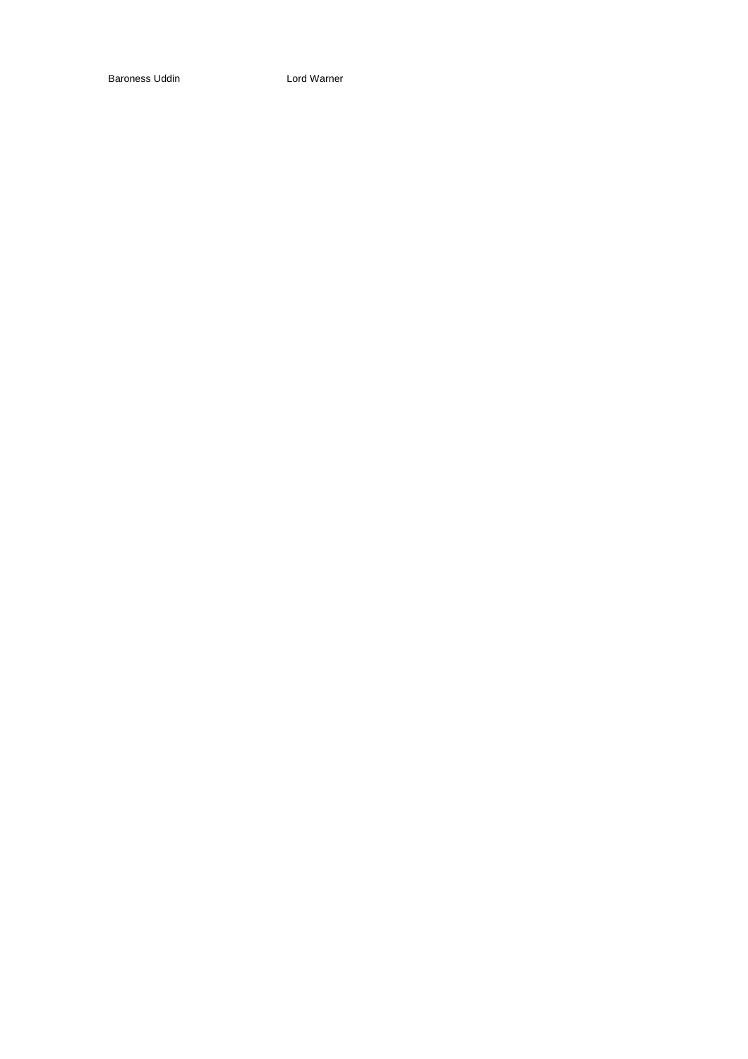| | |
|---|---|
| Baroness Uddin | Lord Warner |